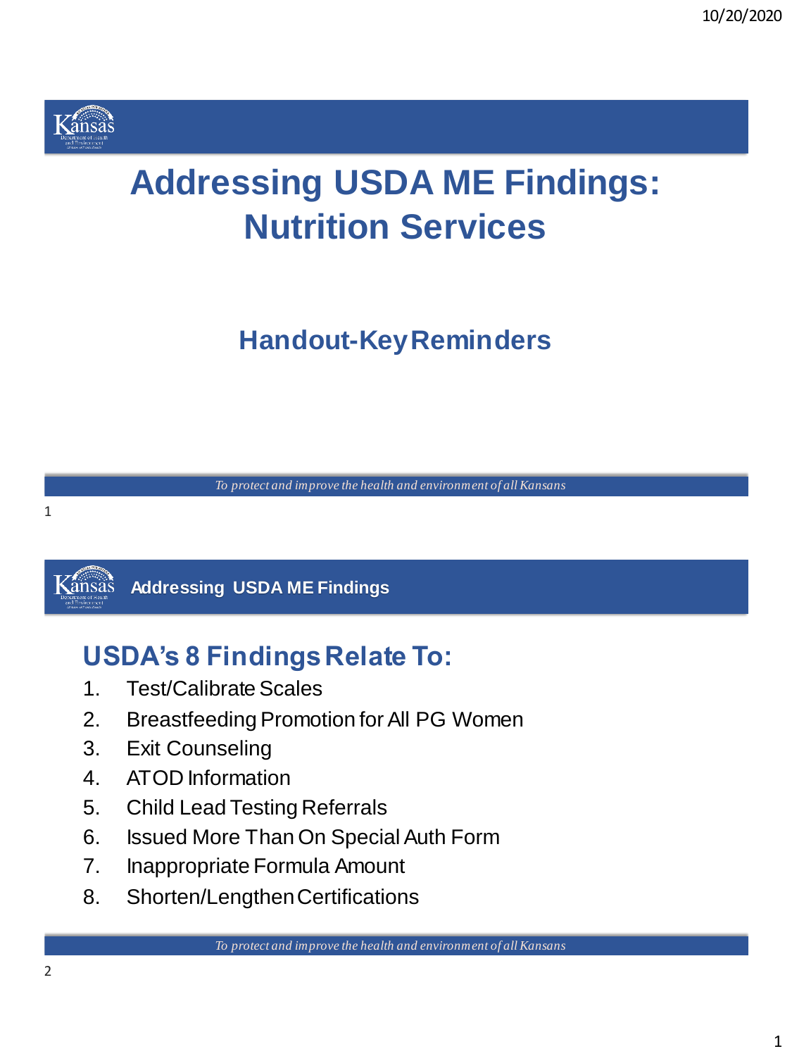# Addressing USDA ME Findings: Nutrition Services

## Handout-Key Reminders

*To protect and improve the health and environment of all Kansans*

---

**Addressing USDA ME Findings**

## USDA's 8 Findings Relate To:

1. Test/Calibrate Scales
2. Breastfeeding Promotion for All PG Women
3. Exit Counseling
4. ATOD Information
5. Child Lead Testing Referrals
6. Issued More Than On Special Auth Form
7. Inappropriate Formula Amount
8. Shorten/Lengthen Certifications

*To protect and improve the health and environment of all Kansans*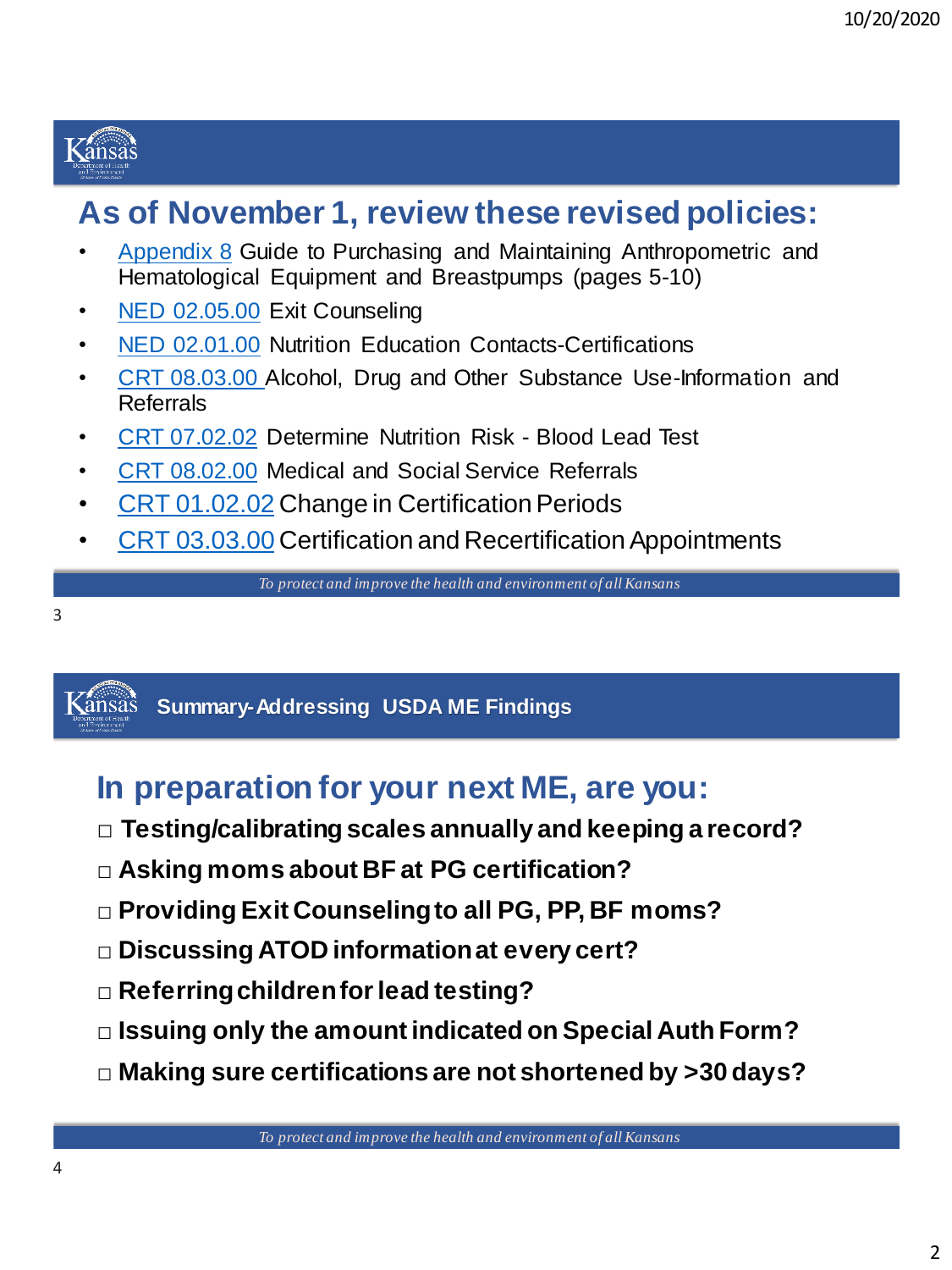# As of November 1, review these revised policies:

- Appendix 8 Guide to Purchasing and Maintaining Anthropometric and Hematological Equipment and Breastpumps (pages 5-10)
- NED 02.05.00 Exit Counseling
- NED 02.01.00 Nutrition Education Contacts-Certifications
- CRT 08.03.00 Alcohol, Drug and Other Substance Use-Information and Referrals
- CRT 07.02.02 Determine Nutrition Risk - Blood Lead Test
- CRT 08.02.00 Medical and Social Service Referrals
- CRT 01.02.02 Change in Certification Periods
- CRT 03.03.00 Certification and Recertification Appointments

*To protect and improve the health and environment of all Kansans*

## Summary-Addressing USDA ME Findings

# In preparation for your next ME, are you:

- □ **Testing/calibrating scales annually and keeping a record?**
- □ **Asking moms about BF at PG certification?**
- □ **Providing Exit Counseling to all PG, PP, BF moms?**
- □ **Discussing ATOD information at every cert?**
- □ **Referring children for lead testing?**
- □ **Issuing only the amount indicated on Special Auth Form?**
- □ **Making sure certifications are not shortened by >30 days?**

*To protect and improve the health and environment of all Kansans*